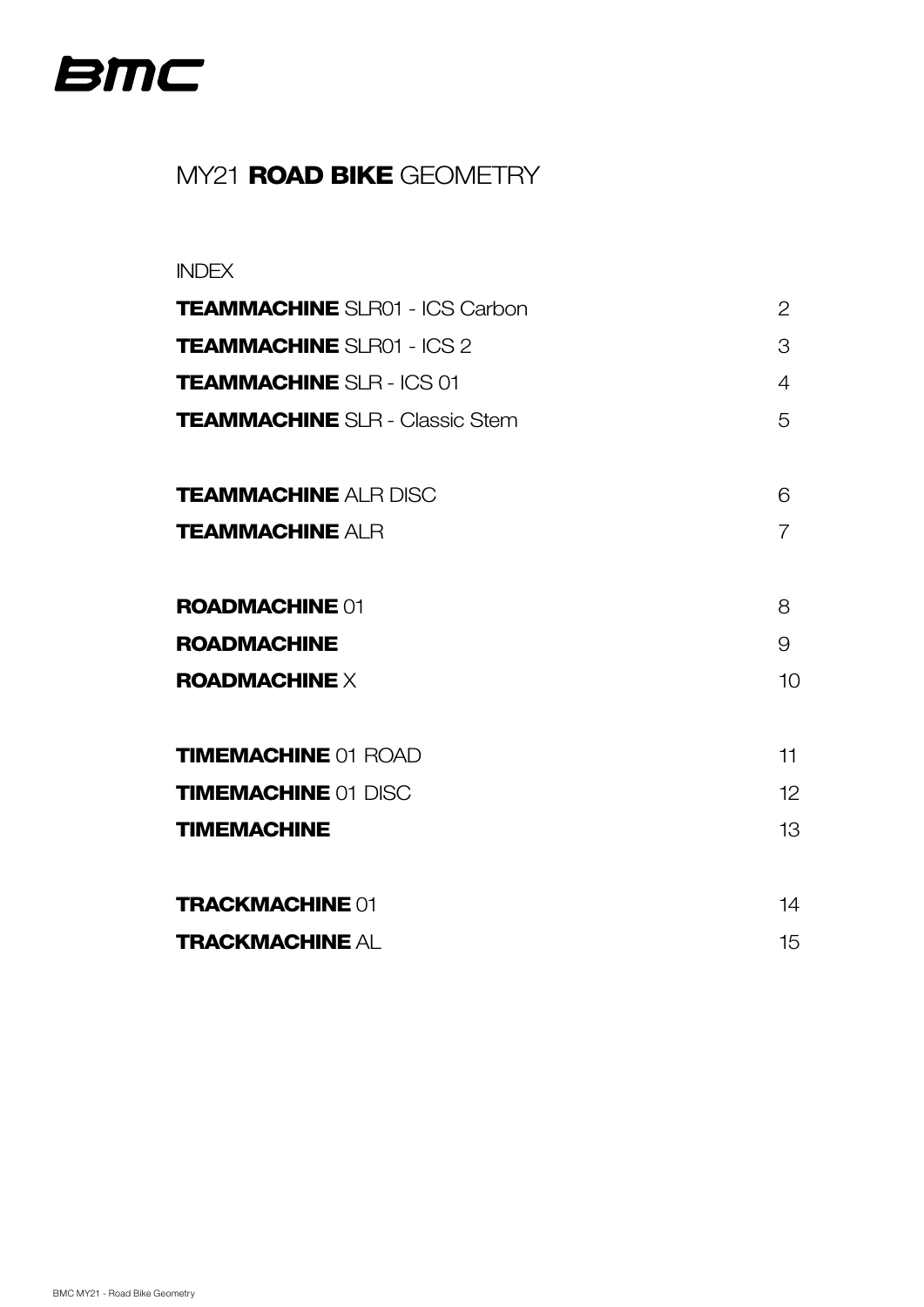# BMC

## MY21 **ROAD BIKE** GEOMETRY

INDEX

| | |
|---|---|
| **TEAMMACHINE** SLR01 - ICS Carbon | 2 |
| **TEAMMACHINE** SLR01 - ICS 2 | 3 |
| **TEAMMACHINE** SLR - ICS 01 | 4 |
| **TEAMMACHINE** SLR - Classic Stem | 5 |
| | |
| **TEAMMACHINE** ALR DISC | 6 |
| **TEAMMACHINE** ALR | 7 |
| | |
| **ROADMACHINE** 01 | 8 |
| **ROADMACHINE** | 9 |
| **ROADMACHINE** X | 10 |
| | |
| **TIMEMACHINE** 01 ROAD | 11 |
| **TIMEMACHINE** 01 DISC | 12 |
| **TIMEMACHINE** | 13 |
| | |
| **TRACKMACHINE** 01 | 14 |
| **TRACKMACHINE** AL | 15 |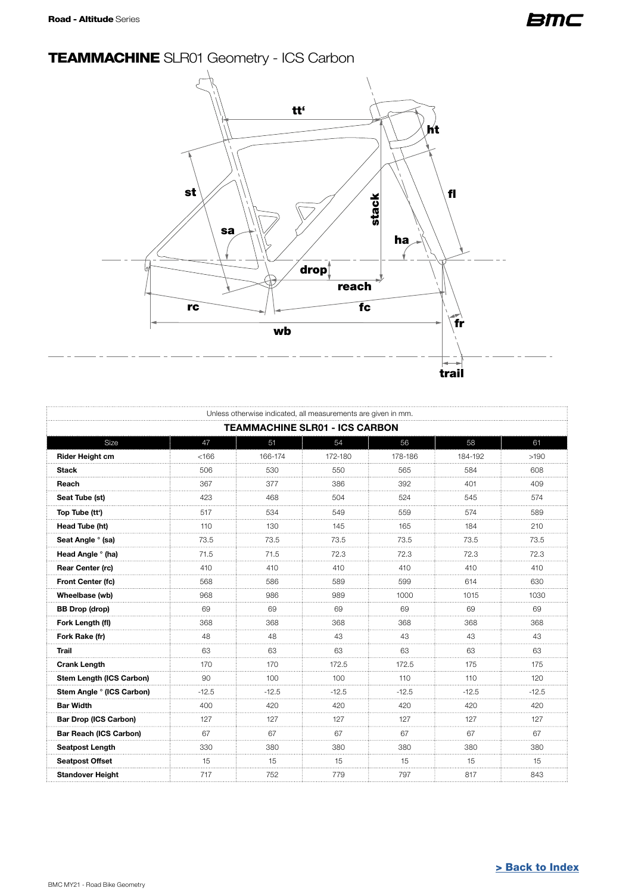Road - **Altitude** Series

# **TEAMMACHINE** SLR01 Geometry - ICS Carbon

Unless otherwise indicated, all measurements are given in mm.

**TEAMMACHINE SLR01 - ICS CARBON**

| Size | 47 | 51 | 54 | 56 | 58 | 61 |
|---|---|---|---|---|---|---|
| **Rider Height cm** | <166 | 166-174 | 172-180 | 178-186 | 184-192 | >190 |
| **Stack** | 506 | 530 | 550 | 565 | 584 | 608 |
| **Reach** | 367 | 377 | 386 | 392 | 401 | 409 |
| **Seat Tube (st)** | 423 | 468 | 504 | 524 | 545 | 574 |
| **Top Tube (tt')** | 517 | 534 | 549 | 559 | 574 | 589 |
| **Head Tube (ht)** | 110 | 130 | 145 | 165 | 184 | 210 |
| **Seat Angle ° (sa)** | 73.5 | 73.5 | 73.5 | 73.5 | 73.5 | 73.5 |
| **Head Angle ° (ha)** | 71.5 | 71.5 | 72.3 | 72.3 | 72.3 | 72.3 |
| **Rear Center (rc)** | 410 | 410 | 410 | 410 | 410 | 410 |
| **Front Center (fc)** | 568 | 586 | 589 | 599 | 614 | 630 |
| **Wheelbase (wb)** | 968 | 986 | 989 | 1000 | 1015 | 1030 |
| **BB Drop (drop)** | 69 | 69 | 69 | 69 | 69 | 69 |
| **Fork Length (fl)** | 368 | 368 | 368 | 368 | 368 | 368 |
| **Fork Rake (fr)** | 48 | 48 | 43 | 43 | 43 | 43 |
| **Trail** | 63 | 63 | 63 | 63 | 63 | 63 |
| **Crank Length** | 170 | 170 | 172.5 | 172.5 | 175 | 175 |
| **Stem Length (ICS Carbon)** | 90 | 100 | 100 | 110 | 110 | 120 |
| **Stem Angle ° (ICS Carbon)** | -12.5 | -12.5 | -12.5 | -12.5 | -12.5 | -12.5 |
| **Bar Width** | 400 | 420 | 420 | 420 | 420 | 420 |
| **Bar Drop (ICS Carbon)** | 127 | 127 | 127 | 127 | 127 | 127 |
| **Bar Reach (ICS Carbon)** | 67 | 67 | 67 | 67 | 67 | 67 |
| **Seatpost Length** | 330 | 380 | 380 | 380 | 380 | 380 |
| **Seatpost Offset** | 15 | 15 | 15 | 15 | 15 | 15 |
| **Standover Height** | 717 | 752 | 779 | 797 | 817 | 843 |

**> Back to Index**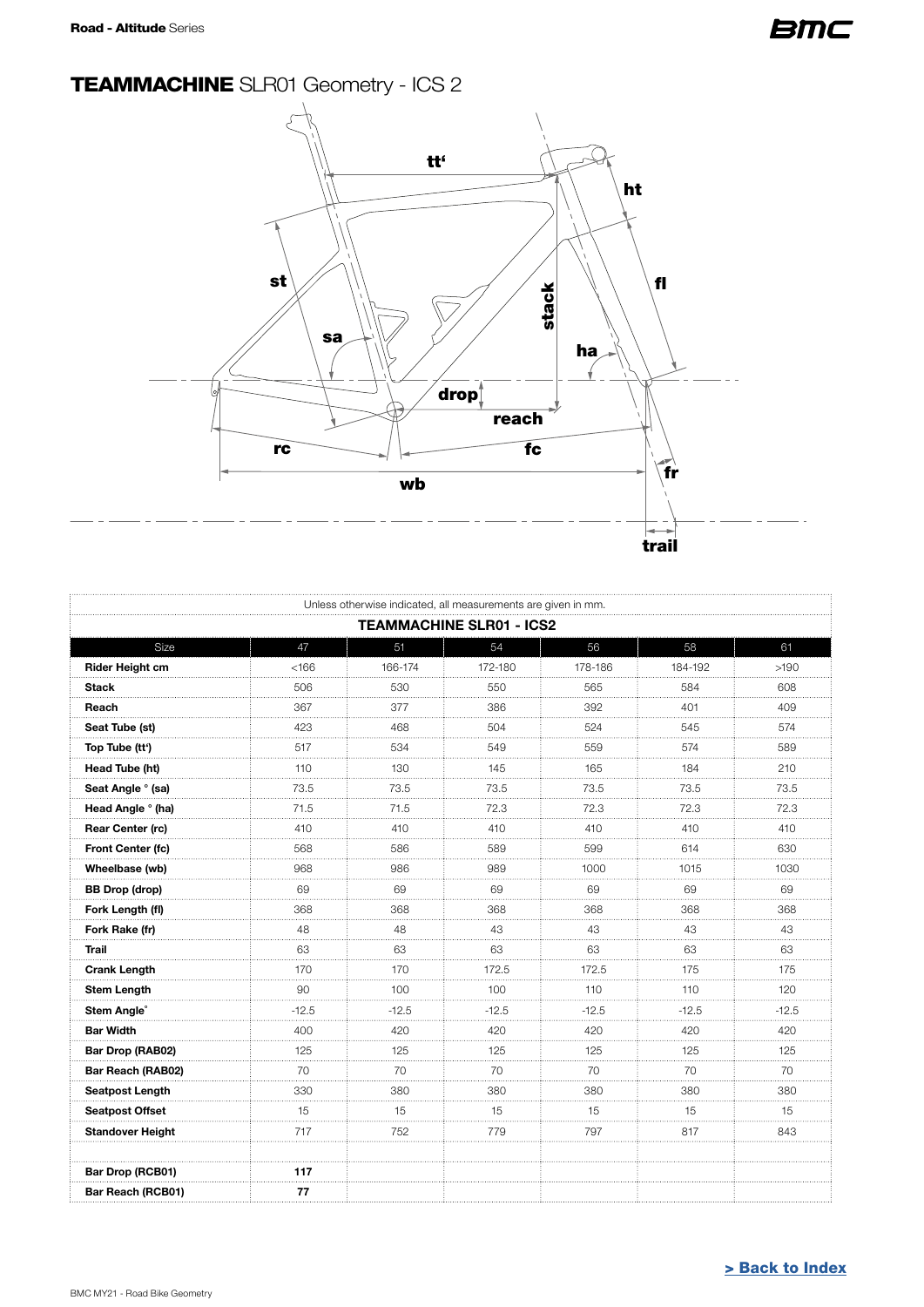Road - **Altitude** Series

# **TEAMMACHINE** SLR01 Geometry - ICS 2

Unless otherwise indicated, all measurements are given in mm.

**TEAMMACHINE SLR01 - ICS2**

| Size | 47 | 51 | 54 | 56 | 58 | 61 |
|---|---|---|---|---|---|---|
| **Rider Height cm** | <166 | 166-174 | 172-180 | 178-186 | 184-192 | >190 |
| **Stack** | 506 | 530 | 550 | 565 | 584 | 608 |
| **Reach** | 367 | 377 | 386 | 392 | 401 | 409 |
| **Seat Tube (st)** | 423 | 468 | 504 | 524 | 545 | 574 |
| **Top Tube (tt')** | 517 | 534 | 549 | 559 | 574 | 589 |
| **Head Tube (ht)** | 110 | 130 | 145 | 165 | 184 | 210 |
| **Seat Angle ° (sa)** | 73.5 | 73.5 | 73.5 | 73.5 | 73.5 | 73.5 |
| **Head Angle ° (ha)** | 71.5 | 71.5 | 72.3 | 72.3 | 72.3 | 72.3 |
| **Rear Center (rc)** | 410 | 410 | 410 | 410 | 410 | 410 |
| **Front Center (fc)** | 568 | 586 | 589 | 599 | 614 | 630 |
| **Wheelbase (wb)** | 968 | 986 | 989 | 1000 | 1015 | 1030 |
| **BB Drop (drop)** | 69 | 69 | 69 | 69 | 69 | 69 |
| **Fork Length (fl)** | 368 | 368 | 368 | 368 | 368 | 368 |
| **Fork Rake (fr)** | 48 | 48 | 43 | 43 | 43 | 43 |
| **Trail** | 63 | 63 | 63 | 63 | 63 | 63 |
| **Crank Length** | 170 | 170 | 172.5 | 172.5 | 175 | 175 |
| **Stem Length** | 90 | 100 | 100 | 110 | 110 | 120 |
| **Stem Angle°** | -12.5 | -12.5 | -12.5 | -12.5 | -12.5 | -12.5 |
| **Bar Width** | 400 | 420 | 420 | 420 | 420 | 420 |
| **Bar Drop (RAB02)** | 125 | 125 | 125 | 125 | 125 | 125 |
| **Bar Reach (RAB02)** | 70 | 70 | 70 | 70 | 70 | 70 |
| **Seatpost Length** | 330 | 380 | 380 | 380 | 380 | 380 |
| **Seatpost Offset** | 15 | 15 | 15 | 15 | 15 | 15 |
| **Standover Height** | 717 | 752 | 779 | 797 | 817 | 843 |
| | | | | | | |
| **Bar Drop (RCB01)** | **117** | | | | | |
| **Bar Reach (RCB01)** | **77** | | | | | |

**> Back to Index**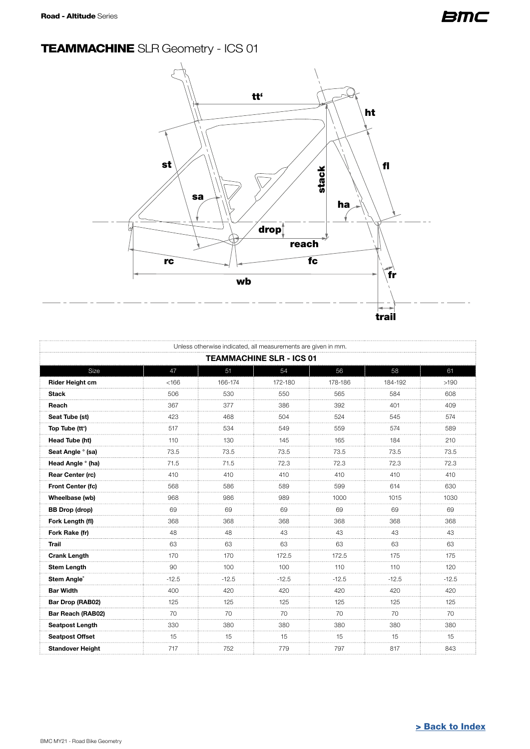# **TEAMMACHINE** SLR Geometry - ICS 01

Unless otherwise indicated, all measurements are given in mm.

**TEAMMACHINE SLR - ICS 01**

| Size | 47 | 51 | 54 | 56 | 58 | 61 |
|---|---|---|---|---|---|---|
| **Rider Height cm** | <166 | 166-174 | 172-180 | 178-186 | 184-192 | >190 |
| **Stack** | 506 | 530 | 550 | 565 | 584 | 608 |
| **Reach** | 367 | 377 | 386 | 392 | 401 | 409 |
| **Seat Tube (st)** | 423 | 468 | 504 | 524 | 545 | 574 |
| **Top Tube (tt')** | 517 | 534 | 549 | 559 | 574 | 589 |
| **Head Tube (ht)** | 110 | 130 | 145 | 165 | 184 | 210 |
| **Seat Angle ° (sa)** | 73.5 | 73.5 | 73.5 | 73.5 | 73.5 | 73.5 |
| **Head Angle ° (ha)** | 71.5 | 71.5 | 72.3 | 72.3 | 72.3 | 72.3 |
| **Rear Center (rc)** | 410 | 410 | 410 | 410 | 410 | 410 |
| **Front Center (fc)** | 568 | 586 | 589 | 599 | 614 | 630 |
| **Wheelbase (wb)** | 968 | 986 | 989 | 1000 | 1015 | 1030 |
| **BB Drop (drop)** | 69 | 69 | 69 | 69 | 69 | 69 |
| **Fork Length (fl)** | 368 | 368 | 368 | 368 | 368 | 368 |
| **Fork Rake (fr)** | 48 | 48 | 43 | 43 | 43 | 43 |
| **Trail** | 63 | 63 | 63 | 63 | 63 | 63 |
| **Crank Length** | 170 | 170 | 172.5 | 172.5 | 175 | 175 |
| **Stem Length** | 90 | 100 | 100 | 110 | 110 | 120 |
| **Stem Angle°** | -12.5 | -12.5 | -12.5 | -12.5 | -12.5 | -12.5 |
| **Bar Width** | 400 | 420 | 420 | 420 | 420 | 420 |
| **Bar Drop (RAB02)** | 125 | 125 | 125 | 125 | 125 | 125 |
| **Bar Reach (RAB02)** | 70 | 70 | 70 | 70 | 70 | 70 |
| **Seatpost Length** | 330 | 380 | 380 | 380 | 380 | 380 |
| **Seatpost Offset** | 15 | 15 | 15 | 15 | 15 | 15 |
| **Standover Height** | 717 | 752 | 779 | 797 | 817 | 843 |

**> Back to Index**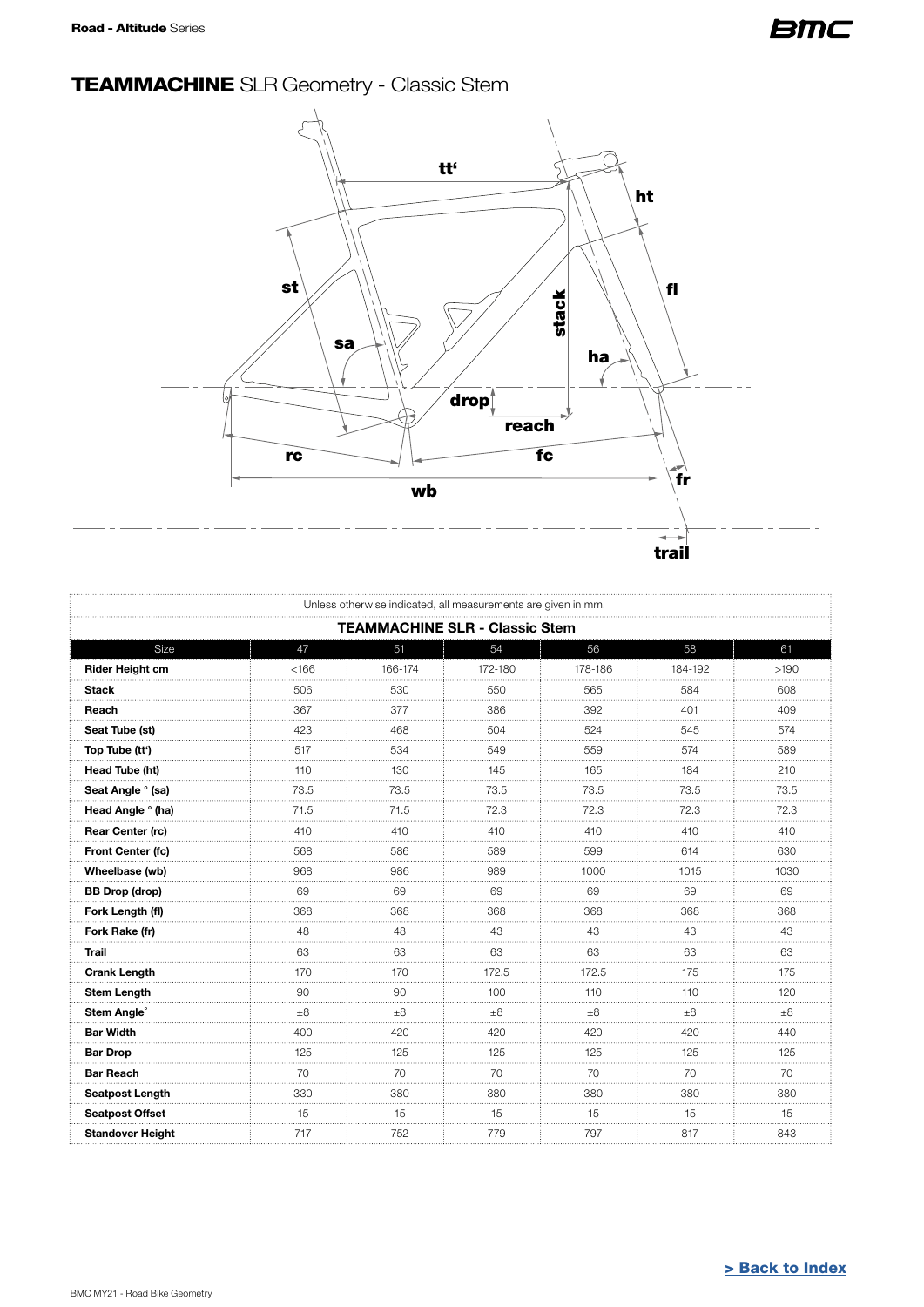# **TEAMMACHINE** SLR Geometry - Classic Stem

Unless otherwise indicated, all measurements are given in mm.

**TEAMMACHINE SLR - Classic Stem**

| Size | 47 | 51 | 54 | 56 | 58 | 61 |
|---|---|---|---|---|---|---|
| **Rider Height cm** | <166 | 166-174 | 172-180 | 178-186 | 184-192 | >190 |
| **Stack** | 506 | 530 | 550 | 565 | 584 | 608 |
| **Reach** | 367 | 377 | 386 | 392 | 401 | 409 |
| **Seat Tube (st)** | 423 | 468 | 504 | 524 | 545 | 574 |
| **Top Tube (tt')** | 517 | 534 | 549 | 559 | 574 | 589 |
| **Head Tube (ht)** | 110 | 130 | 145 | 165 | 184 | 210 |
| **Seat Angle ° (sa)** | 73.5 | 73.5 | 73.5 | 73.5 | 73.5 | 73.5 |
| **Head Angle ° (ha)** | 71.5 | 71.5 | 72.3 | 72.3 | 72.3 | 72.3 |
| **Rear Center (rc)** | 410 | 410 | 410 | 410 | 410 | 410 |
| **Front Center (fc)** | 568 | 586 | 589 | 599 | 614 | 630 |
| **Wheelbase (wb)** | 968 | 986 | 989 | 1000 | 1015 | 1030 |
| **BB Drop (drop)** | 69 | 69 | 69 | 69 | 69 | 69 |
| **Fork Length (fl)** | 368 | 368 | 368 | 368 | 368 | 368 |
| **Fork Rake (fr)** | 48 | 48 | 43 | 43 | 43 | 43 |
| **Trail** | 63 | 63 | 63 | 63 | 63 | 63 |
| **Crank Length** | 170 | 170 | 172.5 | 172.5 | 175 | 175 |
| **Stem Length** | 90 | 90 | 100 | 110 | 110 | 120 |
| **Stem Angle°** | ±8 | ±8 | ±8 | ±8 | ±8 | ±8 |
| **Bar Width** | 400 | 420 | 420 | 420 | 420 | 440 |
| **Bar Drop** | 125 | 125 | 125 | 125 | 125 | 125 |
| **Bar Reach** | 70 | 70 | 70 | 70 | 70 | 70 |
| **Seatpost Length** | 330 | 380 | 380 | 380 | 380 | 380 |
| **Seatpost Offset** | 15 | 15 | 15 | 15 | 15 | 15 |
| **Standover Height** | 717 | 752 | 779 | 797 | 817 | 843 |

[> Back to Index]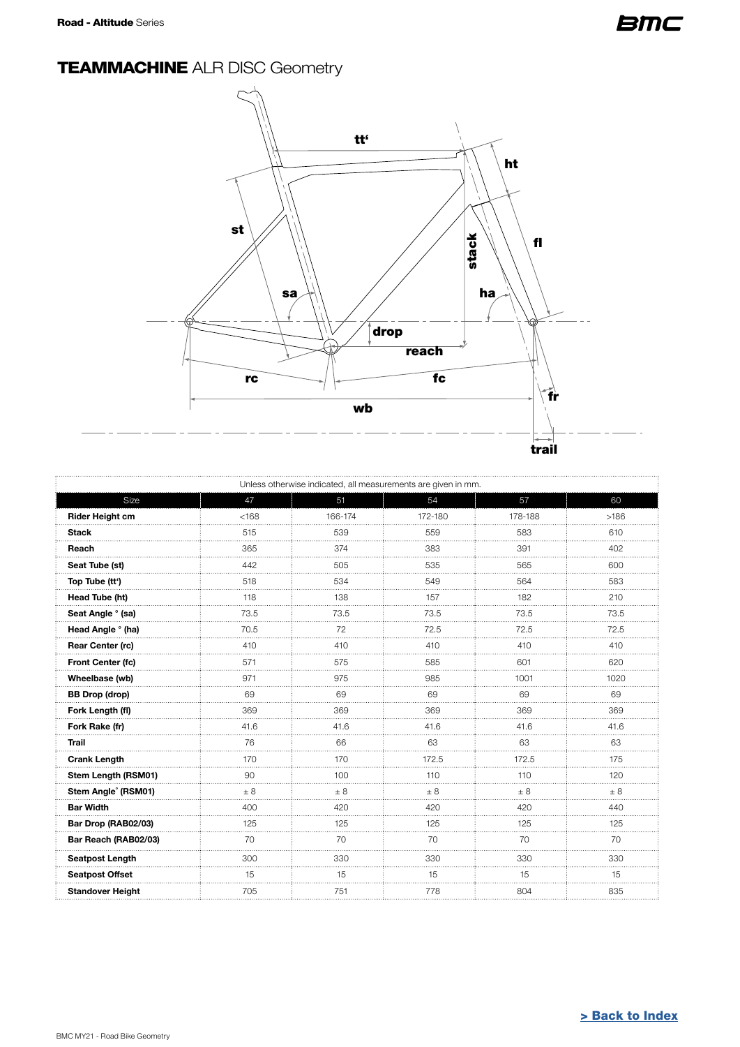**Road - Altitude** Series

# **TEAMMACHINE** ALR DISC Geometry

Unless otherwise indicated, all measurements are given in mm.

| Size | 47 | 51 | 54 | 57 | 60 |
|---|---|---|---|---|---|
| **Rider Height cm** | <168 | 166-174 | 172-180 | 178-188 | >186 |
| **Stack** | 515 | 539 | 559 | 583 | 610 |
| **Reach** | 365 | 374 | 383 | 391 | 402 |
| **Seat Tube (st)** | 442 | 505 | 535 | 565 | 600 |
| **Top Tube (tt')** | 518 | 534 | 549 | 564 | 583 |
| **Head Tube (ht)** | 118 | 138 | 157 | 182 | 210 |
| **Seat Angle ° (sa)** | 73.5 | 73.5 | 73.5 | 73.5 | 73.5 |
| **Head Angle ° (ha)** | 70.5 | 72 | 72.5 | 72.5 | 72.5 |
| **Rear Center (rc)** | 410 | 410 | 410 | 410 | 410 |
| **Front Center (fc)** | 571 | 575 | 585 | 601 | 620 |
| **Wheelbase (wb)** | 971 | 975 | 985 | 1001 | 1020 |
| **BB Drop (drop)** | 69 | 69 | 69 | 69 | 69 |
| **Fork Length (fl)** | 369 | 369 | 369 | 369 | 369 |
| **Fork Rake (fr)** | 41.6 | 41.6 | 41.6 | 41.6 | 41.6 |
| **Trail** | 76 | 66 | 63 | 63 | 63 |
| **Crank Length** | 170 | 170 | 172.5 | 172.5 | 175 |
| **Stem Length (RSM01)** | 90 | 100 | 110 | 110 | 120 |
| **Stem Angle° (RSM01)** | ± 8 | ± 8 | ± 8 | ± 8 | ± 8 |
| **Bar Width** | 400 | 420 | 420 | 420 | 440 |
| **Bar Drop (RAB02/03)** | 125 | 125 | 125 | 125 | 125 |
| **Bar Reach (RAB02/03)** | 70 | 70 | 70 | 70 | 70 |
| **Seatpost Length** | 300 | 330 | 330 | 330 | 330 |
| **Seatpost Offset** | 15 | 15 | 15 | 15 | 15 |
| **Standover Height** | 705 | 751 | 778 | 804 | 835 |

**> Back to Index**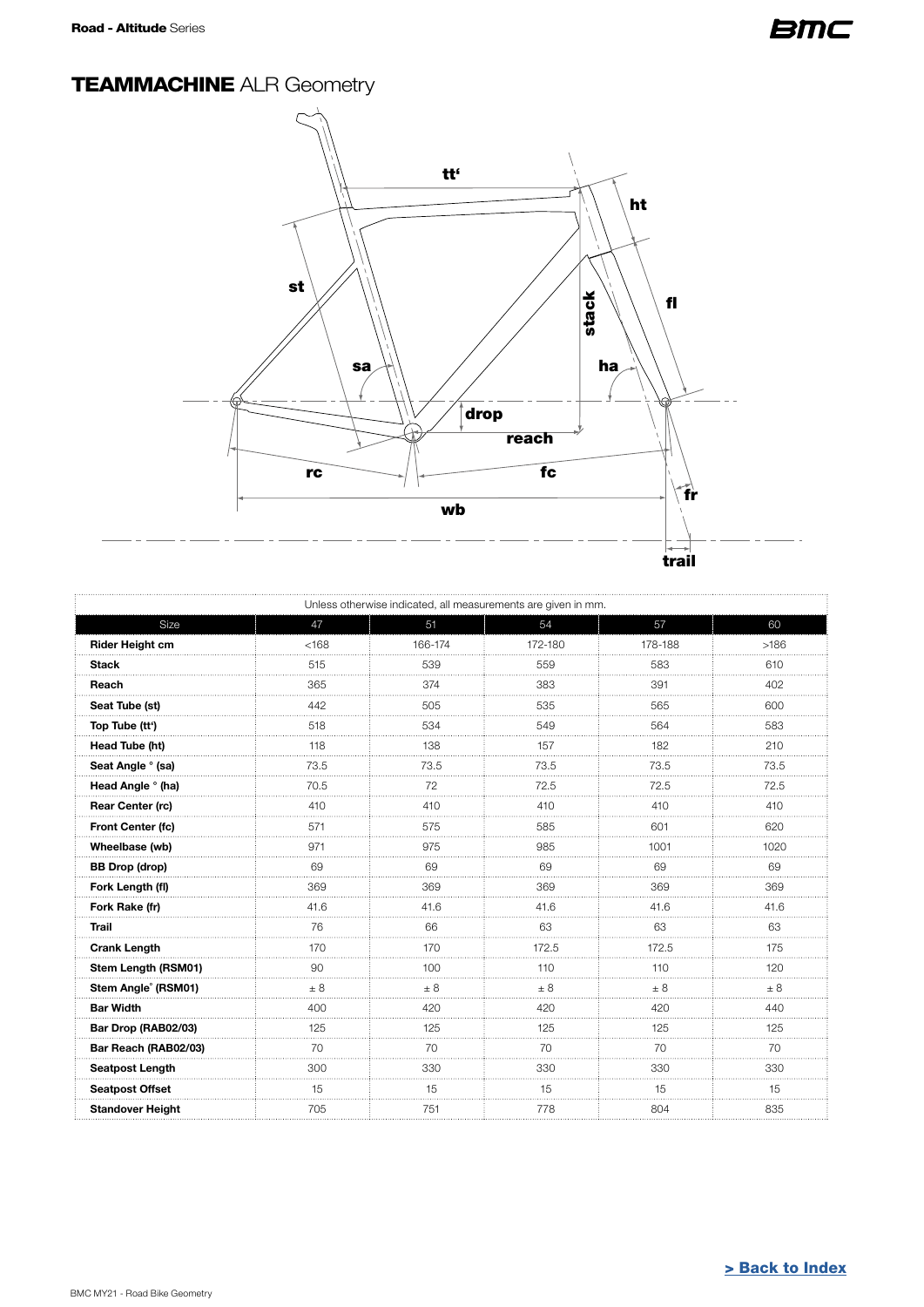# **TEAMMACHINE** ALR Geometry

Unless otherwise indicated, all measurements are given in mm.

| Size | 47 | 51 | 54 | 57 | 60 |
|---|---|---|---|---|---|
| **Rider Height cm** | <168 | 166-174 | 172-180 | 178-188 | >186 |
| **Stack** | 515 | 539 | 559 | 583 | 610 |
| **Reach** | 365 | 374 | 383 | 391 | 402 |
| **Seat Tube (st)** | 442 | 505 | 535 | 565 | 600 |
| **Top Tube (tt')** | 518 | 534 | 549 | 564 | 583 |
| **Head Tube (ht)** | 118 | 138 | 157 | 182 | 210 |
| **Seat Angle ° (sa)** | 73.5 | 73.5 | 73.5 | 73.5 | 73.5 |
| **Head Angle ° (ha)** | 70.5 | 72 | 72.5 | 72.5 | 72.5 |
| **Rear Center (rc)** | 410 | 410 | 410 | 410 | 410 |
| **Front Center (fc)** | 571 | 575 | 585 | 601 | 620 |
| **Wheelbase (wb)** | 971 | 975 | 985 | 1001 | 1020 |
| **BB Drop (drop)** | 69 | 69 | 69 | 69 | 69 |
| **Fork Length (fl)** | 369 | 369 | 369 | 369 | 369 |
| **Fork Rake (fr)** | 41.6 | 41.6 | 41.6 | 41.6 | 41.6 |
| **Trail** | 76 | 66 | 63 | 63 | 63 |
| **Crank Length** | 170 | 170 | 172.5 | 172.5 | 175 |
| **Stem Length (RSM01)** | 90 | 100 | 110 | 110 | 120 |
| **Stem Angle° (RSM01)** | ± 8 | ± 8 | ± 8 | ± 8 | ± 8 |
| **Bar Width** | 400 | 420 | 420 | 420 | 440 |
| **Bar Drop (RAB02/03)** | 125 | 125 | 125 | 125 | 125 |
| **Bar Reach (RAB02/03)** | 70 | 70 | 70 | 70 | 70 |
| **Seatpost Length** | 300 | 330 | 330 | 330 | 330 |
| **Seatpost Offset** | 15 | 15 | 15 | 15 | 15 |
| **Standover Height** | 705 | 751 | 778 | 804 | 835 |

[> Back to Index]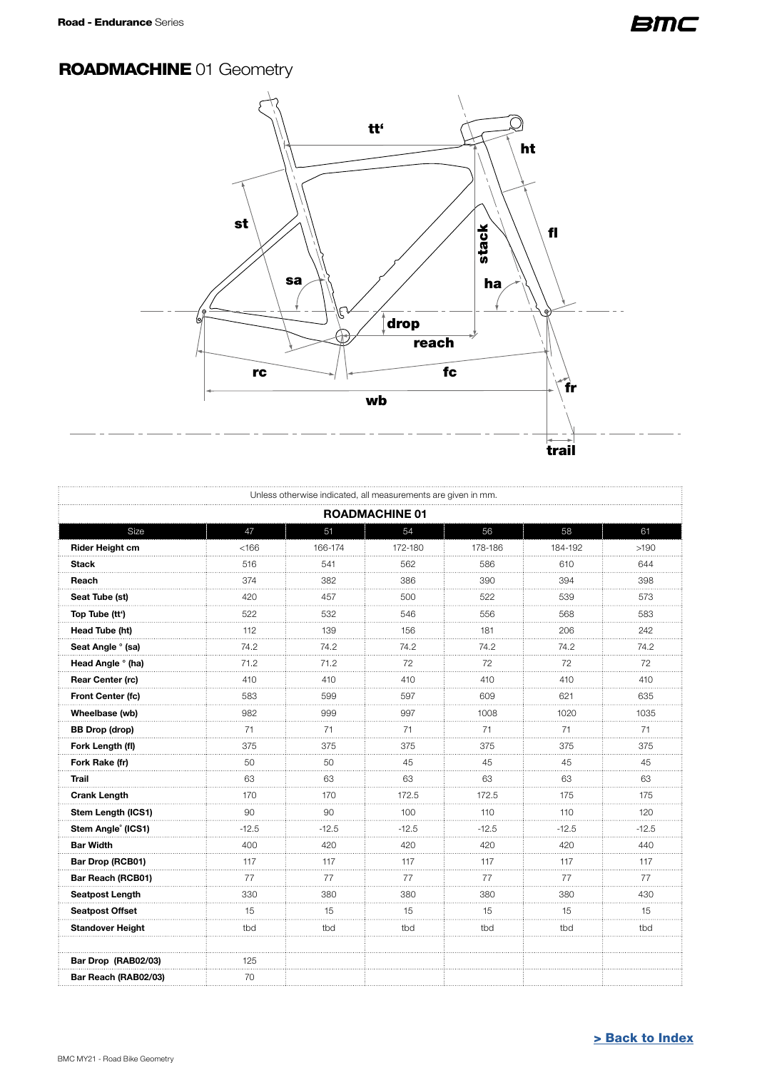Road - Endurance Series

# ROADMACHINE 01 Geometry

Unless otherwise indicated, all measurements are given in mm.

| ROADMACHINE 01 | | | | | | |
|---|---|---|---|---|---|---|
| Size | 47 | 51 | 54 | 56 | 58 | 61 |
| **Rider Height cm** | <166 | 166-174 | 172-180 | 178-186 | 184-192 | >190 |
| **Stack** | 516 | 541 | 562 | 586 | 610 | 644 |
| **Reach** | 374 | 382 | 386 | 390 | 394 | 398 |
| **Seat Tube (st)** | 420 | 457 | 500 | 522 | 539 | 573 |
| **Top Tube (tt')** | 522 | 532 | 546 | 556 | 568 | 583 |
| **Head Tube (ht)** | 112 | 139 | 156 | 181 | 206 | 242 |
| **Seat Angle ° (sa)** | 74.2 | 74.2 | 74.2 | 74.2 | 74.2 | 74.2 |
| **Head Angle ° (ha)** | 71.2 | 71.2 | 72 | 72 | 72 | 72 |
| **Rear Center (rc)** | 410 | 410 | 410 | 410 | 410 | 410 |
| **Front Center (fc)** | 583 | 599 | 597 | 609 | 621 | 635 |
| **Wheelbase (wb)** | 982 | 999 | 997 | 1008 | 1020 | 1035 |
| **BB Drop (drop)** | 71 | 71 | 71 | 71 | 71 | 71 |
| **Fork Length (fl)** | 375 | 375 | 375 | 375 | 375 | 375 |
| **Fork Rake (fr)** | 50 | 50 | 45 | 45 | 45 | 45 |
| **Trail** | 63 | 63 | 63 | 63 | 63 | 63 |
| **Crank Length** | 170 | 170 | 172.5 | 172.5 | 175 | 175 |
| **Stem Length (ICS1)** | 90 | 90 | 100 | 110 | 110 | 120 |
| **Stem Angle° (ICS1)** | -12.5 | -12.5 | -12.5 | -12.5 | -12.5 | -12.5 |
| **Bar Width** | 400 | 420 | 420 | 420 | 420 | 440 |
| **Bar Drop (RCB01)** | 117 | 117 | 117 | 117 | 117 | 117 |
| **Bar Reach (RCB01)** | 77 | 77 | 77 | 77 | 77 | 77 |
| **Seatpost Length** | 330 | 380 | 380 | 380 | 380 | 430 |
| **Seatpost Offset** | 15 | 15 | 15 | 15 | 15 | 15 |
| **Standover Height** | tbd | tbd | tbd | tbd | tbd | tbd |
| | | | | | | |
| **Bar Drop (RAB02/03)** | 125 | | | | | |
| **Bar Reach (RAB02/03)** | 70 | | | | | |

> Back to Index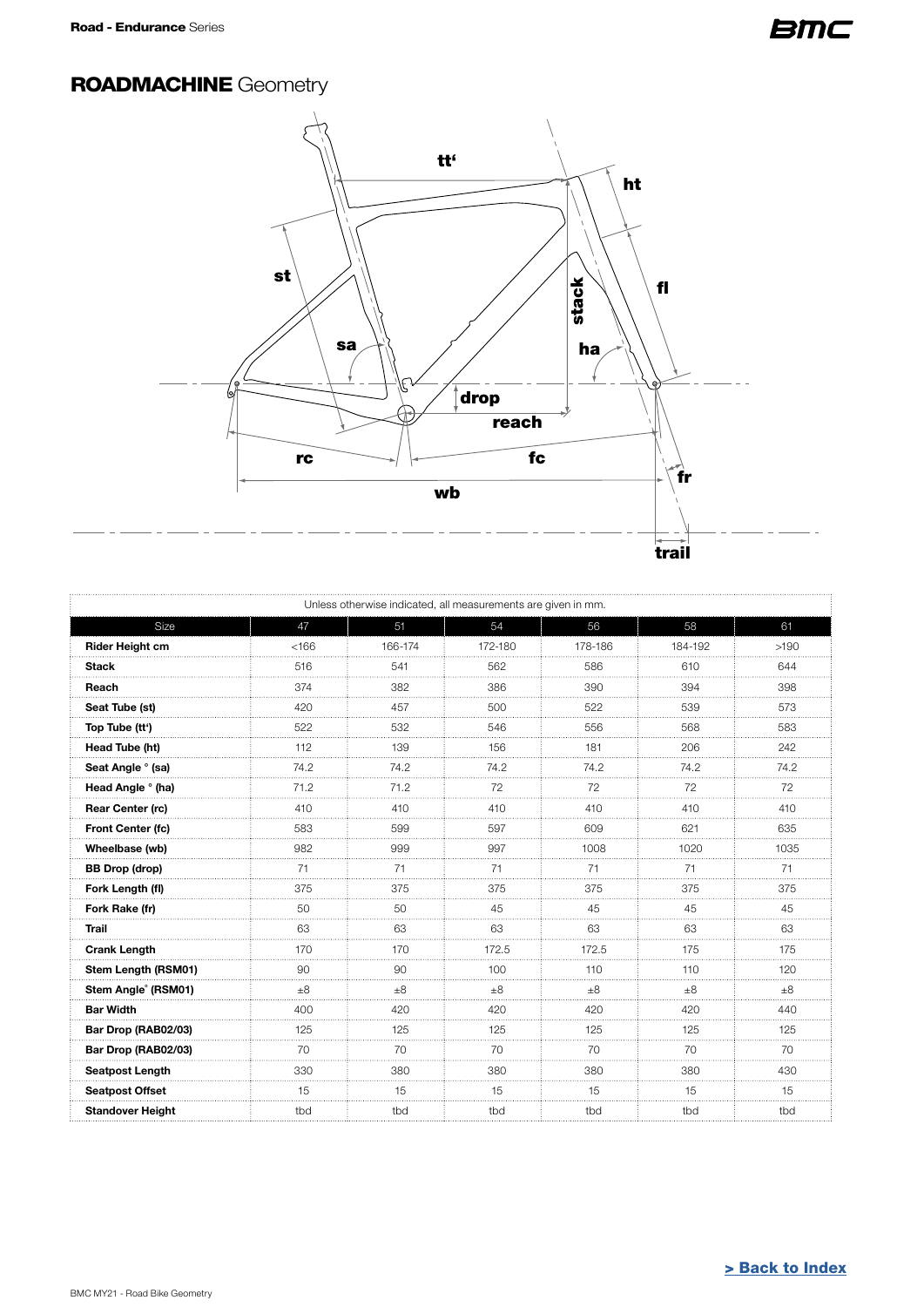Road - Endurance Series

# ROADMACHINE Geometry

Unless otherwise indicated, all measurements are given in mm.

| Size | 47 | 51 | 54 | 56 | 58 | 61 |
|---|---|---|---|---|---|---|
| **Rider Height cm** | <166 | 166-174 | 172-180 | 178-186 | 184-192 | >190 |
| **Stack** | 516 | 541 | 562 | 586 | 610 | 644 |
| **Reach** | 374 | 382 | 386 | 390 | 394 | 398 |
| **Seat Tube (st)** | 420 | 457 | 500 | 522 | 539 | 573 |
| **Top Tube (tt')** | 522 | 532 | 546 | 556 | 568 | 583 |
| **Head Tube (ht)** | 112 | 139 | 156 | 181 | 206 | 242 |
| **Seat Angle ° (sa)** | 74.2 | 74.2 | 74.2 | 74.2 | 74.2 | 74.2 |
| **Head Angle ° (ha)** | 71.2 | 71.2 | 72 | 72 | 72 | 72 |
| **Rear Center (rc)** | 410 | 410 | 410 | 410 | 410 | 410 |
| **Front Center (fc)** | 583 | 599 | 597 | 609 | 621 | 635 |
| **Wheelbase (wb)** | 982 | 999 | 997 | 1008 | 1020 | 1035 |
| **BB Drop (drop)** | 71 | 71 | 71 | 71 | 71 | 71 |
| **Fork Length (fl)** | 375 | 375 | 375 | 375 | 375 | 375 |
| **Fork Rake (fr)** | 50 | 50 | 45 | 45 | 45 | 45 |
| **Trail** | 63 | 63 | 63 | 63 | 63 | 63 |
| **Crank Length** | 170 | 170 | 172.5 | 172.5 | 175 | 175 |
| **Stem Length (RSM01)** | 90 | 90 | 100 | 110 | 110 | 120 |
| **Stem Angle° (RSM01)** | ±8 | ±8 | ±8 | ±8 | ±8 | ±8 |
| **Bar Width** | 400 | 420 | 420 | 420 | 420 | 440 |
| **Bar Drop (RAB02/03)** | 125 | 125 | 125 | 125 | 125 | 125 |
| **Bar Drop (RAB02/03)** | 70 | 70 | 70 | 70 | 70 | 70 |
| **Seatpost Length** | 330 | 380 | 380 | 380 | 380 | 430 |
| **Seatpost Offset** | 15 | 15 | 15 | 15 | 15 | 15 |
| **Standover Height** | tbd | tbd | tbd | tbd | tbd | tbd |

> Back to Index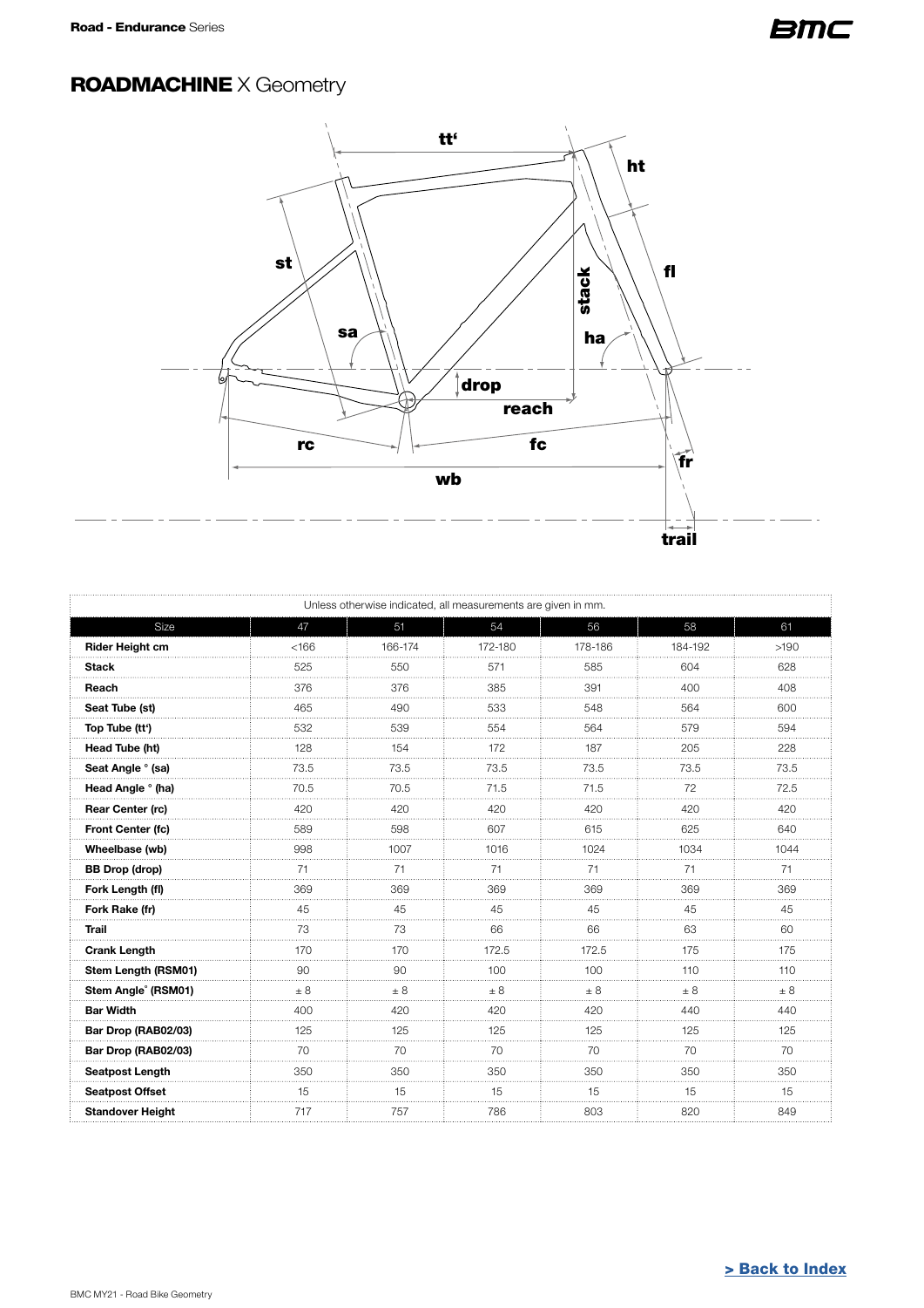Road - Endurance Series

# ROADMACHINE X Geometry

Unless otherwise indicated, all measurements are given in mm.

| Size | 47 | 51 | 54 | 56 | 58 | 61 |
|---|---|---|---|---|---|---|
| **Rider Height cm** | <166 | 166-174 | 172-180 | 178-186 | 184-192 | >190 |
| **Stack** | 525 | 550 | 571 | 585 | 604 | 628 |
| **Reach** | 376 | 376 | 385 | 391 | 400 | 408 |
| **Seat Tube (st)** | 465 | 490 | 533 | 548 | 564 | 600 |
| **Top Tube (tt')** | 532 | 539 | 554 | 564 | 579 | 594 |
| **Head Tube (ht)** | 128 | 154 | 172 | 187 | 205 | 228 |
| **Seat Angle ° (sa)** | 73.5 | 73.5 | 73.5 | 73.5 | 73.5 | 73.5 |
| **Head Angle ° (ha)** | 70.5 | 70.5 | 71.5 | 71.5 | 72 | 72.5 |
| **Rear Center (rc)** | 420 | 420 | 420 | 420 | 420 | 420 |
| **Front Center (fc)** | 589 | 598 | 607 | 615 | 625 | 640 |
| **Wheelbase (wb)** | 998 | 1007 | 1016 | 1024 | 1034 | 1044 |
| **BB Drop (drop)** | 71 | 71 | 71 | 71 | 71 | 71 |
| **Fork Length (fl)** | 369 | 369 | 369 | 369 | 369 | 369 |
| **Fork Rake (fr)** | 45 | 45 | 45 | 45 | 45 | 45 |
| **Trail** | 73 | 73 | 66 | 66 | 63 | 60 |
| **Crank Length** | 170 | 170 | 172.5 | 172.5 | 175 | 175 |
| **Stem Length (RSM01)** | 90 | 90 | 100 | 100 | 110 | 110 |
| **Stem Angle° (RSM01)** | ± 8 | ± 8 | ± 8 | ± 8 | ± 8 | ± 8 |
| **Bar Width** | 400 | 420 | 420 | 420 | 440 | 440 |
| **Bar Drop (RAB02/03)** | 125 | 125 | 125 | 125 | 125 | 125 |
| **Bar Drop (RAB02/03)** | 70 | 70 | 70 | 70 | 70 | 70 |
| **Seatpost Length** | 350 | 350 | 350 | 350 | 350 | 350 |
| **Seatpost Offset** | 15 | 15 | 15 | 15 | 15 | 15 |
| **Standover Height** | 717 | 757 | 786 | 803 | 820 | 849 |

> Back to Index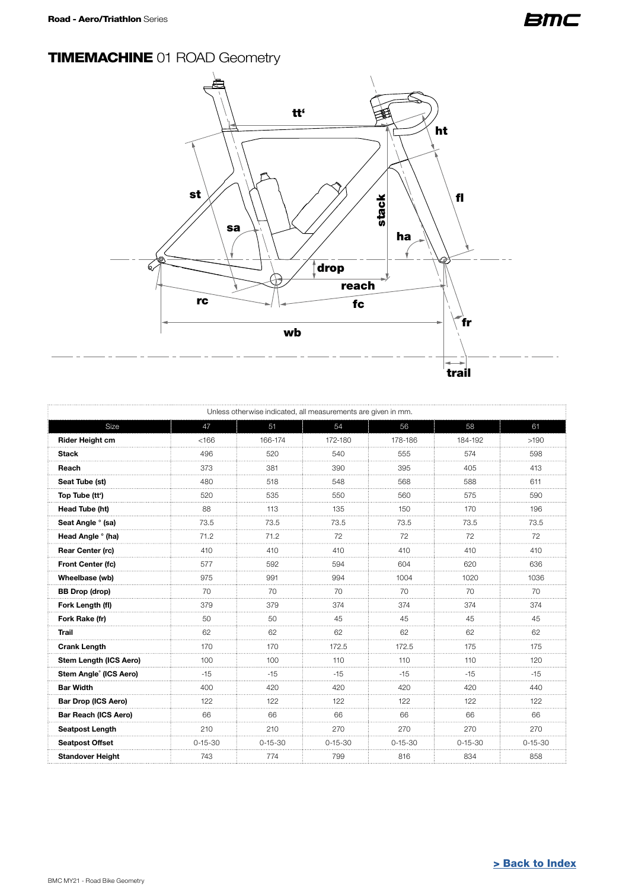Road - Aero/Triathlon Series

## TIMEMACHINE 01 ROAD Geometry

Unless otherwise indicated, all measurements are given in mm.

| Size | 47 | 51 | 54 | 56 | 58 | 61 |
|---|---|---|---|---|---|---|
| **Rider Height cm** | <166 | 166-174 | 172-180 | 178-186 | 184-192 | >190 |
| **Stack** | 496 | 520 | 540 | 555 | 574 | 598 |
| **Reach** | 373 | 381 | 390 | 395 | 405 | 413 |
| **Seat Tube (st)** | 480 | 518 | 548 | 568 | 588 | 611 |
| **Top Tube (tt')** | 520 | 535 | 550 | 560 | 575 | 590 |
| **Head Tube (ht)** | 88 | 113 | 135 | 150 | 170 | 196 |
| **Seat Angle ° (sa)** | 73.5 | 73.5 | 73.5 | 73.5 | 73.5 | 73.5 |
| **Head Angle ° (ha)** | 71.2 | 71.2 | 72 | 72 | 72 | 72 |
| **Rear Center (rc)** | 410 | 410 | 410 | 410 | 410 | 410 |
| **Front Center (fc)** | 577 | 592 | 594 | 604 | 620 | 636 |
| **Wheelbase (wb)** | 975 | 991 | 994 | 1004 | 1020 | 1036 |
| **BB Drop (drop)** | 70 | 70 | 70 | 70 | 70 | 70 |
| **Fork Length (fl)** | 379 | 379 | 374 | 374 | 374 | 374 |
| **Fork Rake (fr)** | 50 | 50 | 45 | 45 | 45 | 45 |
| **Trail** | 62 | 62 | 62 | 62 | 62 | 62 |
| **Crank Length** | 170 | 170 | 172.5 | 172.5 | 175 | 175 |
| **Stem Length (ICS Aero)** | 100 | 100 | 110 | 110 | 110 | 120 |
| **Stem Angle° (ICS Aero)** | -15 | -15 | -15 | -15 | -15 | -15 |
| **Bar Width** | 400 | 420 | 420 | 420 | 420 | 440 |
| **Bar Drop (ICS Aero)** | 122 | 122 | 122 | 122 | 122 | 122 |
| **Bar Reach (ICS Aero)** | 66 | 66 | 66 | 66 | 66 | 66 |
| **Seatpost Length** | 210 | 210 | 270 | 270 | 270 | 270 |
| **Seatpost Offset** | 0-15-30 | 0-15-30 | 0-15-30 | 0-15-30 | 0-15-30 | 0-15-30 |
| **Standover Height** | 743 | 774 | 799 | 816 | 834 | 858 |

[> Back to Index]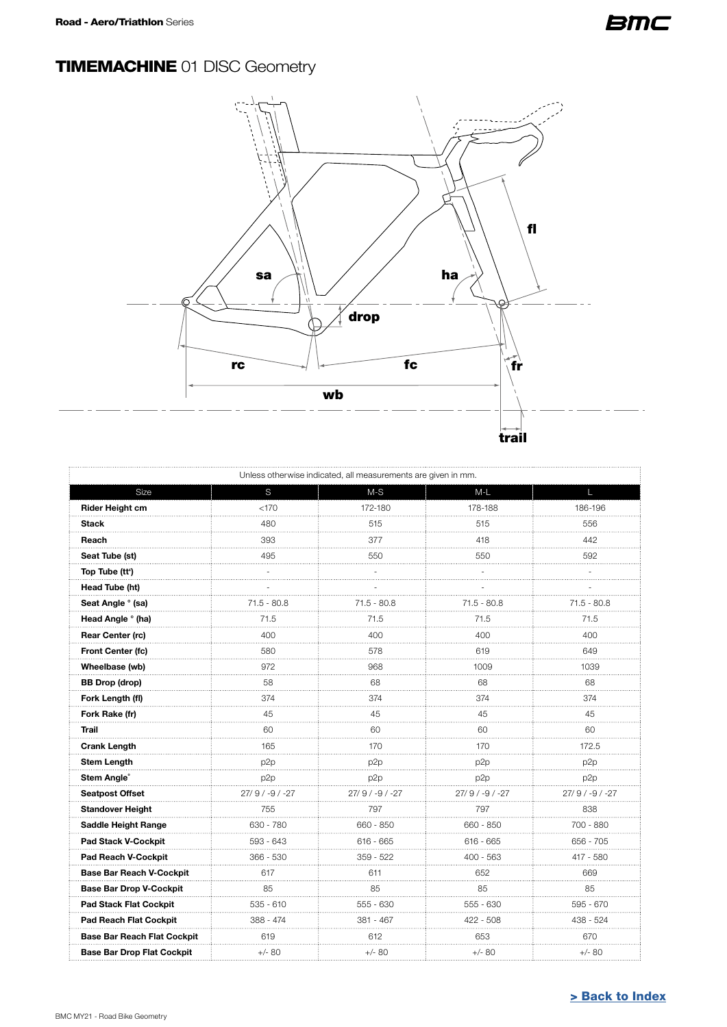Road - Aero/Triathlon Series

# TIMEMACHINE 01 DISC Geometry

Unless otherwise indicated, all measurements are given in mm.

| Size | S | M-S | M-L | L |
|---|---|---|---|---|
| Rider Height cm | <170 | 172-180 | 178-188 | 186-196 |
| Stack | 480 | 515 | 515 | 556 |
| Reach | 393 | 377 | 418 | 442 |
| Seat Tube (st) | 495 | 550 | 550 | 592 |
| Top Tube (tt') | - | - | - | - |
| Head Tube (ht) | - | - | - | - |
| Seat Angle ° (sa) | 71.5 - 80.8 | 71.5 - 80.8 | 71.5 - 80.8 | 71.5 - 80.8 |
| Head Angle ° (ha) | 71.5 | 71.5 | 71.5 | 71.5 |
| Rear Center (rc) | 400 | 400 | 400 | 400 |
| Front Center (fc) | 580 | 578 | 619 | 649 |
| Wheelbase (wb) | 972 | 968 | 1009 | 1039 |
| BB Drop (drop) | 58 | 68 | 68 | 68 |
| Fork Length (fl) | 374 | 374 | 374 | 374 |
| Fork Rake (fr) | 45 | 45 | 45 | 45 |
| Trail | 60 | 60 | 60 | 60 |
| Crank Length | 165 | 170 | 170 | 172.5 |
| Stem Length | p2p | p2p | p2p | p2p |
| Stem Angle° | p2p | p2p | p2p | p2p |
| Seatpost Offset | 27/ 9 / -9 / -27 | 27/ 9 / -9 / -27 | 27/ 9 / -9 / -27 | 27/ 9 / -9 / -27 |
| Standover Height | 755 | 797 | 797 | 838 |
| Saddle Height Range | 630 - 780 | 660 - 850 | 660 - 850 | 700 - 880 |
| Pad Stack V-Cockpit | 593 - 643 | 616 - 665 | 616 - 665 | 656 - 705 |
| Pad Reach V-Cockpit | 366 - 530 | 359 - 522 | 400 - 563 | 417 - 580 |
| Base Bar Reach V-Cockpit | 617 | 611 | 652 | 669 |
| Base Bar Drop V-Cockpit | 85 | 85 | 85 | 85 |
| Pad Stack Flat Cockpit | 535 - 610 | 555 - 630 | 555 - 630 | 595 - 670 |
| Pad Reach Flat Cockpit | 388 - 474 | 381 - 467 | 422 - 508 | 438 - 524 |
| Base Bar Reach Flat Cockpit | 619 | 612 | 653 | 670 |
| Base Bar Drop Flat Cockpit | +/- 80 | +/- 80 | +/- 80 | +/- 80 |

> Back to Index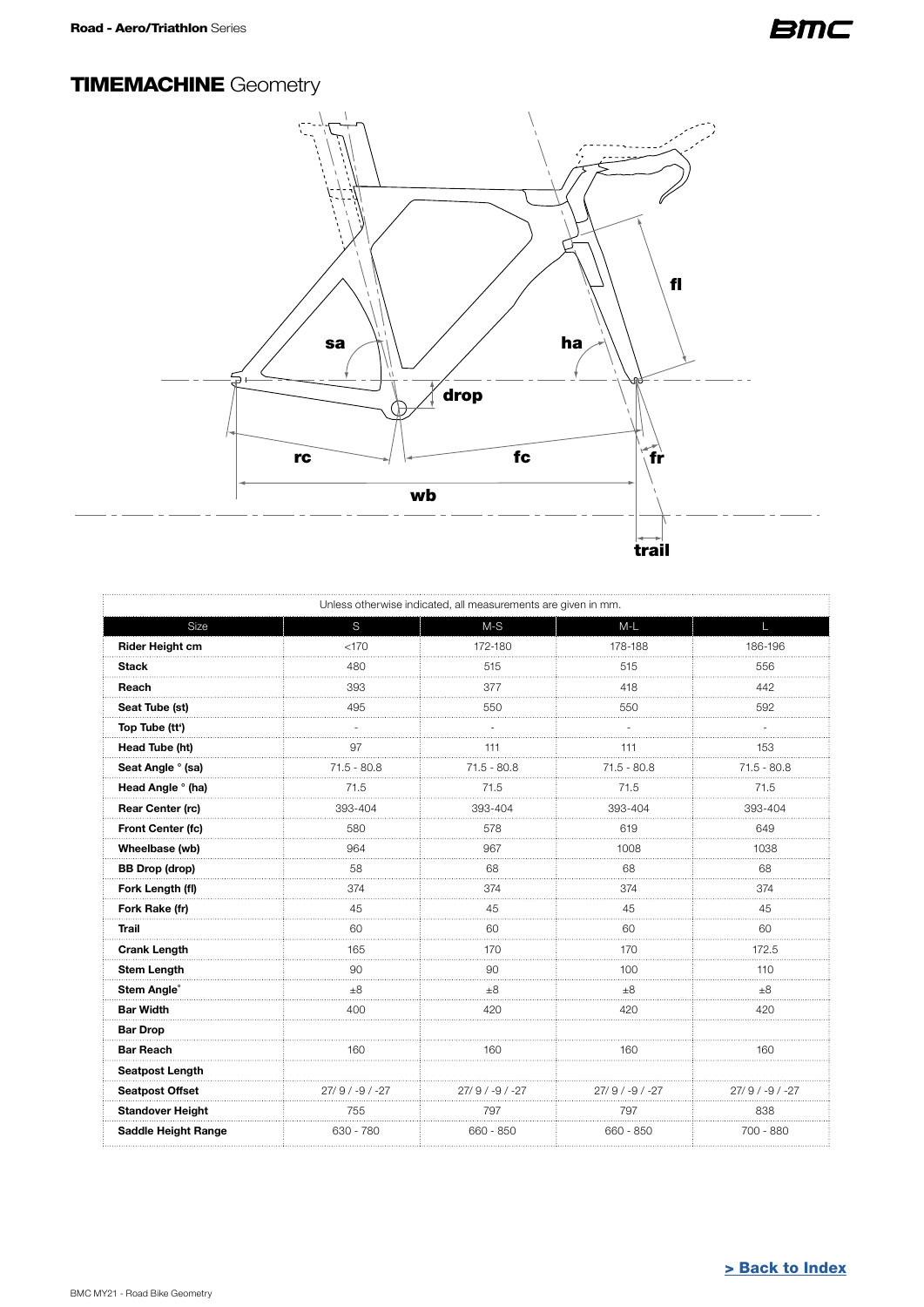**Road - Aero/Triathlon** Series

# **TIMEMACHINE** Geometry

Unless otherwise indicated, all measurements are given in mm.

| Size | S | M-S | M-L | L |
|---|---|---|---|---|
| Rider Height cm | <170 | 172-180 | 178-188 | 186-196 |
| Stack | 480 | 515 | 515 | 556 |
| Reach | 393 | 377 | 418 | 442 |
| Seat Tube (st) | 495 | 550 | 550 | 592 |
| Top Tube (tt') | - | - | - | - |
| Head Tube (ht) | 97 | 111 | 111 | 153 |
| Seat Angle ° (sa) | 71.5 - 80.8 | 71.5 - 80.8 | 71.5 - 80.8 | 71.5 - 80.8 |
| Head Angle ° (ha) | 71.5 | 71.5 | 71.5 | 71.5 |
| Rear Center (rc) | 393-404 | 393-404 | 393-404 | 393-404 |
| Front Center (fc) | 580 | 578 | 619 | 649 |
| Wheelbase (wb) | 964 | 967 | 1008 | 1038 |
| BB Drop (drop) | 58 | 68 | 68 | 68 |
| Fork Length (fl) | 374 | 374 | 374 | 374 |
| Fork Rake (fr) | 45 | 45 | 45 | 45 |
| Trail | 60 | 60 | 60 | 60 |
| Crank Length | 165 | 170 | 170 | 172.5 |
| Stem Length | 90 | 90 | 100 | 110 |
| Stem Angle° | ±8 | ±8 | ±8 | ±8 |
| Bar Width | 400 | 420 | 420 | 420 |
| Bar Drop | | | | |
| Bar Reach | 160 | 160 | 160 | 160 |
| Seatpost Length | | | | |
| Seatpost Offset | 27/ 9 / -9 / -27 | 27/ 9 / -9 / -27 | 27/ 9 / -9 / -27 | 27/ 9 / -9 / -27 |
| Standover Height | 755 | 797 | 797 | 838 |
| Saddle Height Range | 630 - 780 | 660 - 850 | 660 - 850 | 700 - 880 |

[> Back to Index]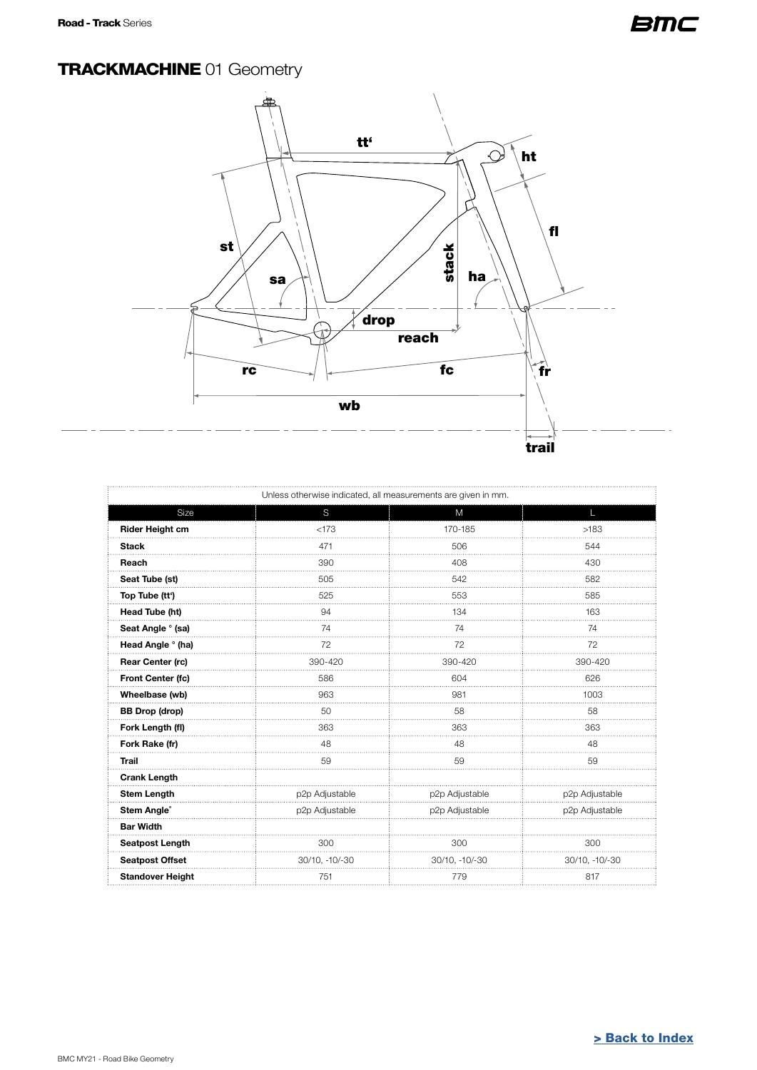Road - Track Series

# TRACKMACHINE 01 Geometry

Unless otherwise indicated, all measurements are given in mm.

| Size | S | M | L |
|---|---|---|---|
| Rider Height cm | <173 | 170-185 | >183 |
| Stack | 471 | 506 | 544 |
| Reach | 390 | 408 | 430 |
| Seat Tube (st) | 505 | 542 | 582 |
| Top Tube (tt') | 525 | 553 | 585 |
| Head Tube (ht) | 94 | 134 | 163 |
| Seat Angle ° (sa) | 74 | 74 | 74 |
| Head Angle ° (ha) | 72 | 72 | 72 |
| Rear Center (rc) | 390-420 | 390-420 | 390-420 |
| Front Center (fc) | 586 | 604 | 626 |
| Wheelbase (wb) | 963 | 981 | 1003 |
| BB Drop (drop) | 50 | 58 | 58 |
| Fork Length (fl) | 363 | 363 | 363 |
| Fork Rake (fr) | 48 | 48 | 48 |
| Trail | 59 | 59 | 59 |
| Crank Length | | | |
| Stem Length | p2p Adjustable | p2p Adjustable | p2p Adjustable |
| Stem Angle° | p2p Adjustable | p2p Adjustable | p2p Adjustable |
| Bar Width | | | |
| Seatpost Length | 300 | 300 | 300 |
| Seatpost Offset | 30/10, -10/-30 | 30/10, -10/-30 | 30/10, -10/-30 |
| Standover Height | 751 | 779 | 817 |

> Back to Index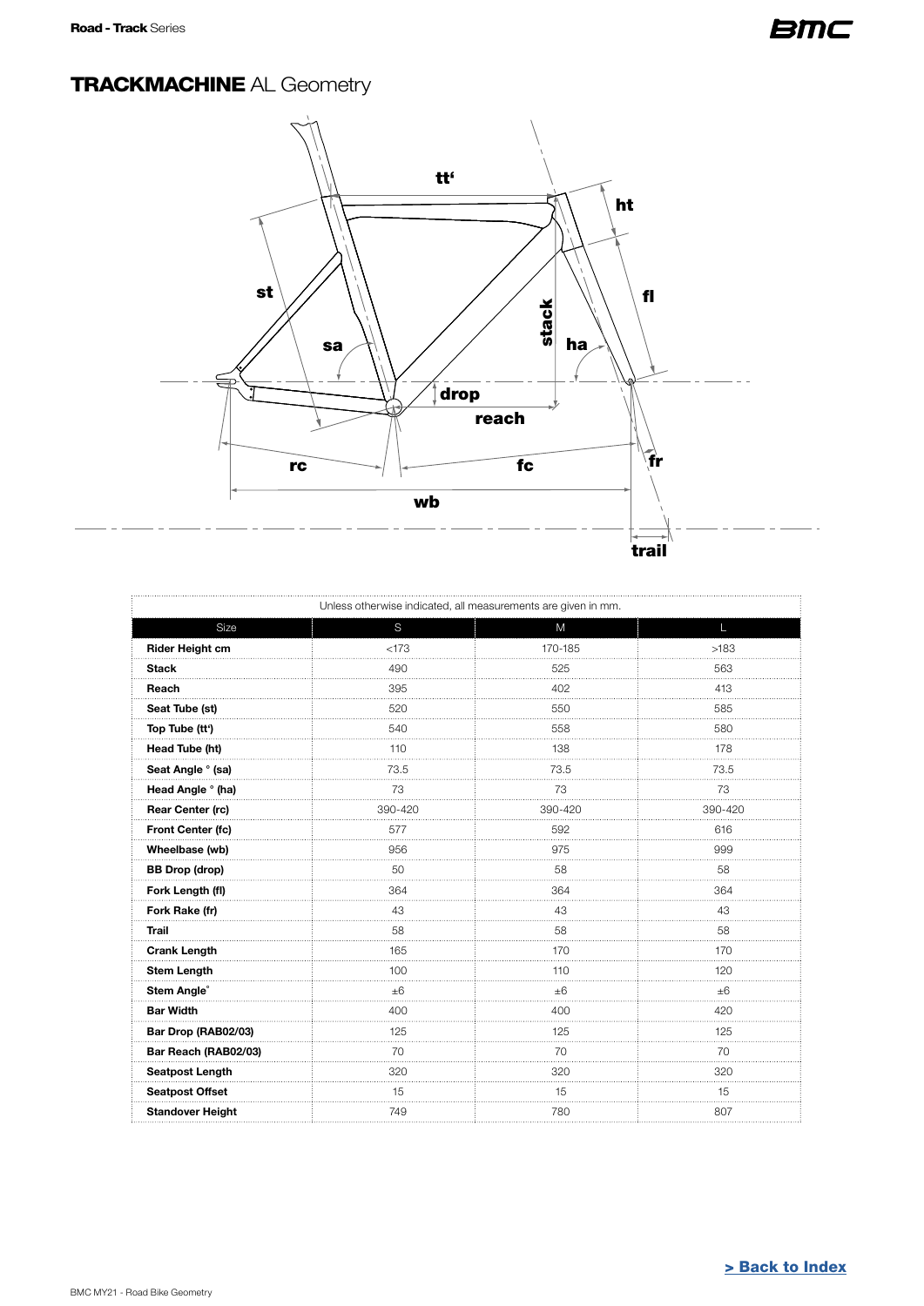**Road - Track** Series

# **TRACKMACHINE** AL Geometry

tt'
ht
st
fl
sa
stack
ha
drop
reach
rc
fc
fr
wb
trail

Unless otherwise indicated, all measurements are given in mm.

| Size | S | M | L |
|---|---|---|---|
| **Rider Height cm** | <173 | 170-185 | >183 |
| **Stack** | 490 | 525 | 563 |
| **Reach** | 395 | 402 | 413 |
| **Seat Tube (st)** | 520 | 550 | 585 |
| **Top Tube (tt')** | 540 | 558 | 580 |
| **Head Tube (ht)** | 110 | 138 | 178 |
| **Seat Angle ° (sa)** | 73.5 | 73.5 | 73.5 |
| **Head Angle ° (ha)** | 73 | 73 | 73 |
| **Rear Center (rc)** | 390-420 | 390-420 | 390-420 |
| **Front Center (fc)** | 577 | 592 | 616 |
| **Wheelbase (wb)** | 956 | 975 | 999 |
| **BB Drop (drop)** | 50 | 58 | 58 |
| **Fork Length (fl)** | 364 | 364 | 364 |
| **Fork Rake (fr)** | 43 | 43 | 43 |
| **Trail** | 58 | 58 | 58 |
| **Crank Length** | 165 | 170 | 170 |
| **Stem Length** | 100 | 110 | 120 |
| **Stem Angle°** | ±6 | ±6 | ±6 |
| **Bar Width** | 400 | 400 | 420 |
| **Bar Drop (RAB02/03)** | 125 | 125 | 125 |
| **Bar Reach (RAB02/03)** | 70 | 70 | 70 |
| **Seatpost Length** | 320 | 320 | 320 |
| **Seatpost Offset** | 15 | 15 | 15 |
| **Standover Height** | 749 | 780 | 807 |

> Back to Index